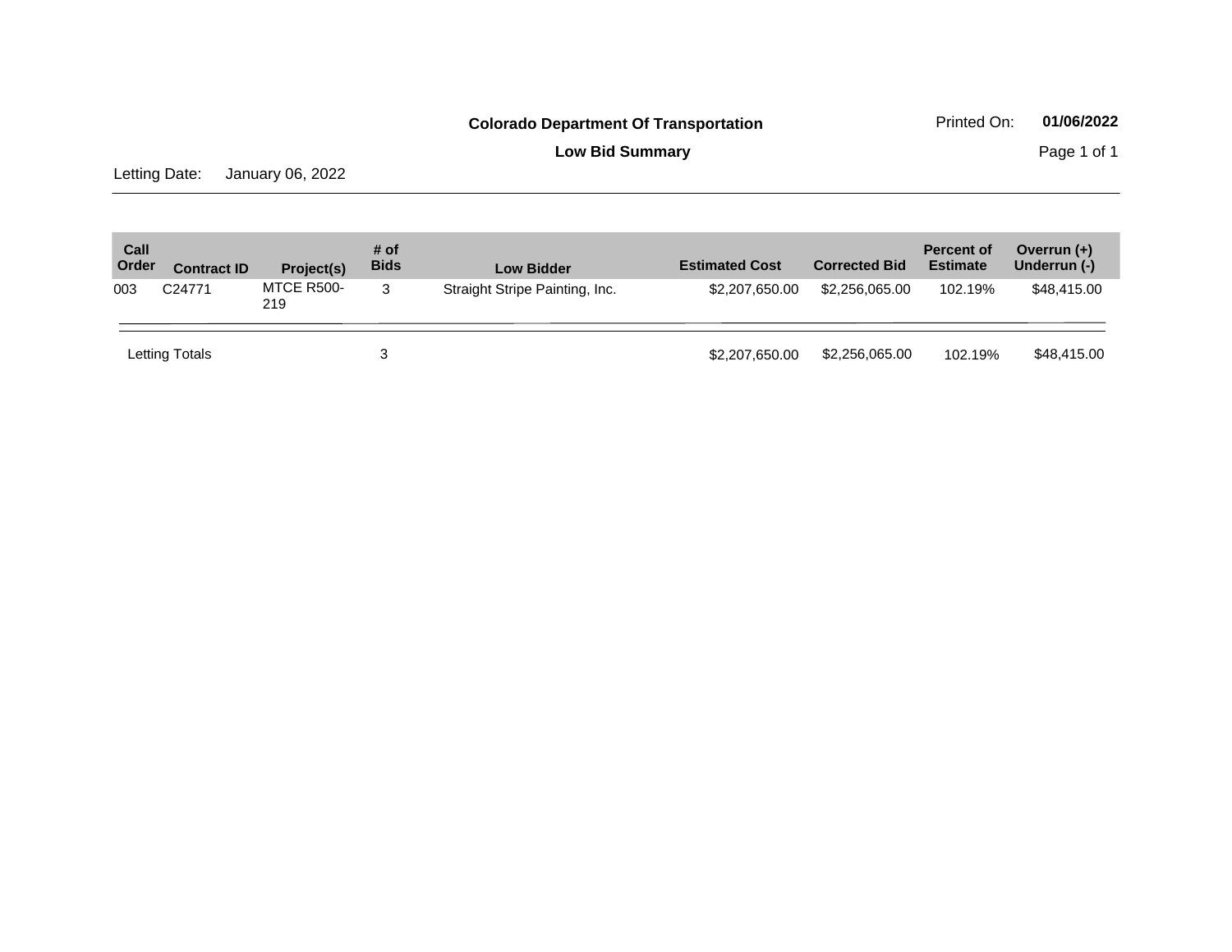**Colorado Department Of Transportation**

**Low Bid Summary**

Printed On: **01/06/2022**

Letting Date: January 06, 2022

| Call Order | Contract ID | Project(s) | # of Bids | Low Bidder | Estimated Cost | Corrected Bid | Percent of Estimate | Overrun (+) Underrun (-) |
|---|---|---|---|---|---|---|---|---|
| 003 | C24771 | MTCE R500-219 | 3 | Straight Stripe Painting, Inc. | $2,207,650.00 | $2,256,065.00 | 102.19% | $48,415.00 |
| Letting Totals | | | 3 | | $2,207,650.00 | $2,256,065.00 | 102.19% | $48,415.00 |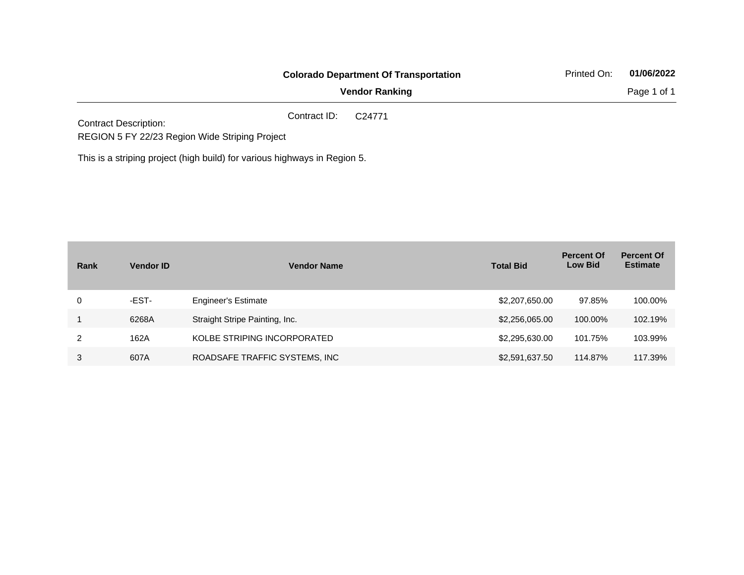**Colorado Department Of Transportation**

**Vendor Ranking**

Printed On: **01/06/2022**

Contract ID: C24771

Contract Description:
REGION 5 FY 22/23 Region Wide Striping Project

This is a striping project (high build) for various highways in Region 5.

| Rank | Vendor ID | Vendor Name | Total Bid | Percent Of Low Bid | Percent Of Estimate |
|---|---|---|---|---|---|
| 0 | -EST- | Engineer's Estimate | $2,207,650.00 | 97.85% | 100.00% |
| 1 | 6268A | Straight Stripe Painting, Inc. | $2,256,065.00 | 100.00% | 102.19% |
| 2 | 162A | KOLBE STRIPING INCORPORATED | $2,295,630.00 | 101.75% | 103.99% |
| 3 | 607A | ROADSAFE TRAFFIC SYSTEMS, INC | $2,591,637.50 | 114.87% | 117.39% |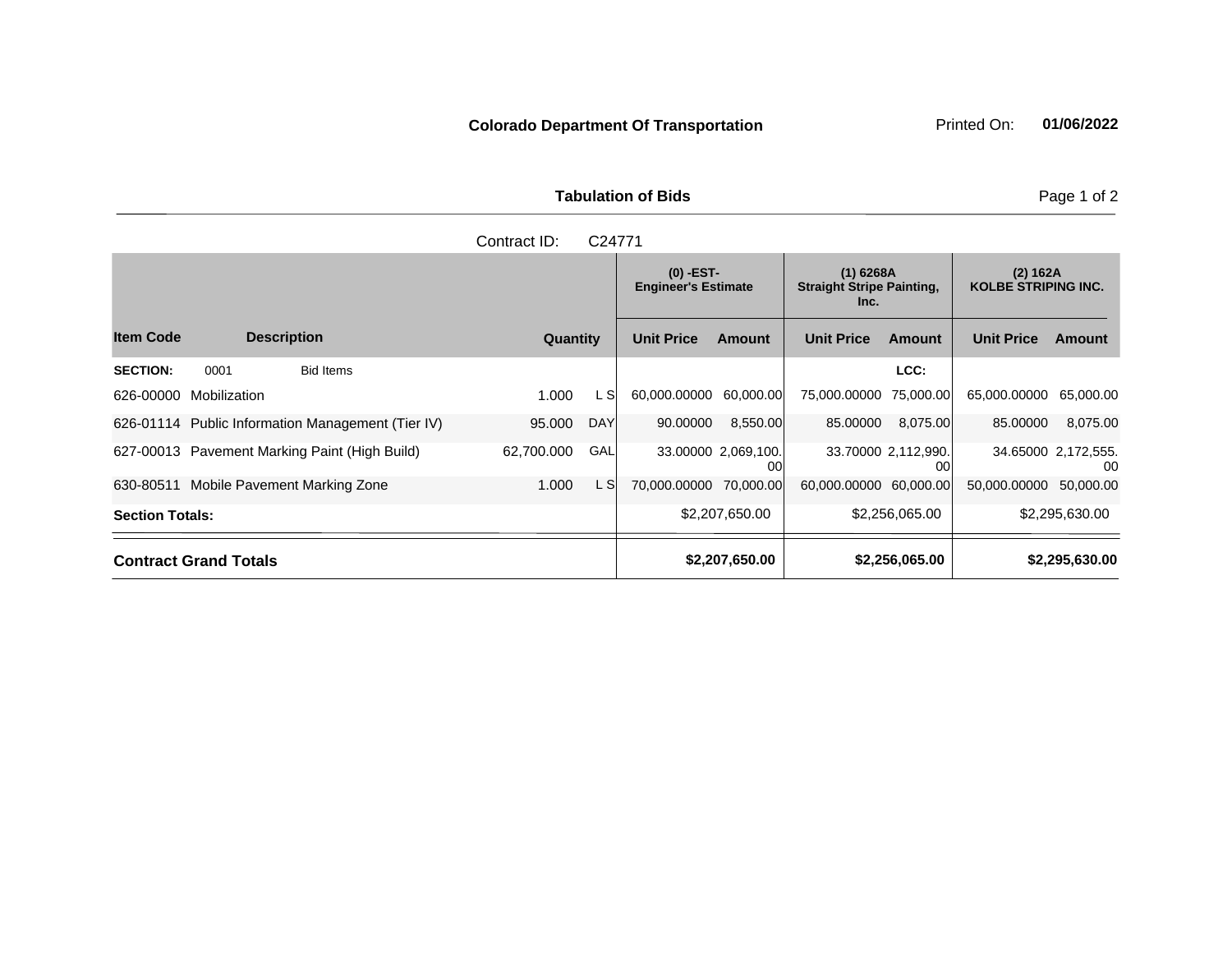**Colorado Department Of Transportation** Printed On: **01/06/2022**

**Tabulation of Bids**

Contract ID: C24771

| Item Code | Description | Quantity | | (0) -EST- Engineer's Estimate | | (1) 6268A Straight Stripe Painting, Inc. | | (2) 162A KOLBE STRIPING INC. | |
|---|---|---|---|---|---|---|---|---|---|
| | | | | Unit Price | Amount | Unit Price | Amount | Unit Price | Amount |
| **SECTION:** 0001 | Bid Items | | | | | | LCC: | | |
| 626-00000 | Mobilization | 1.000 | L S | 60,000.00000 | 60,000.00 | 75,000.00000 | 75,000.00 | 65,000.00000 | 65,000.00 |
| 626-01114 | Public Information Management (Tier IV) | 95.000 | DAY | 90.00000 | 8,550.00 | 85.00000 | 8,075.00 | 85.00000 | 8,075.00 |
| 627-00013 | Pavement Marking Paint (High Build) | 62,700.000 | GAL | 33.00000 | 2,069,100.00 | 33.70000 | 2,112,990.00 | 34.65000 | 2,172,555.00 |
| 630-80511 | Mobile Pavement Marking Zone | 1.000 | L S | 70,000.00000 | 70,000.00 | 60,000.00000 | 60,000.00 | 50,000.00000 | 50,000.00 |
| **Section Totals:** | | | | | $2,207,650.00 | | $2,256,065.00 | | $2,295,630.00 |
| **Contract Grand Totals** | | | | | **$2,207,650.00** | | **$2,256,065.00** | | **$2,295,630.00** |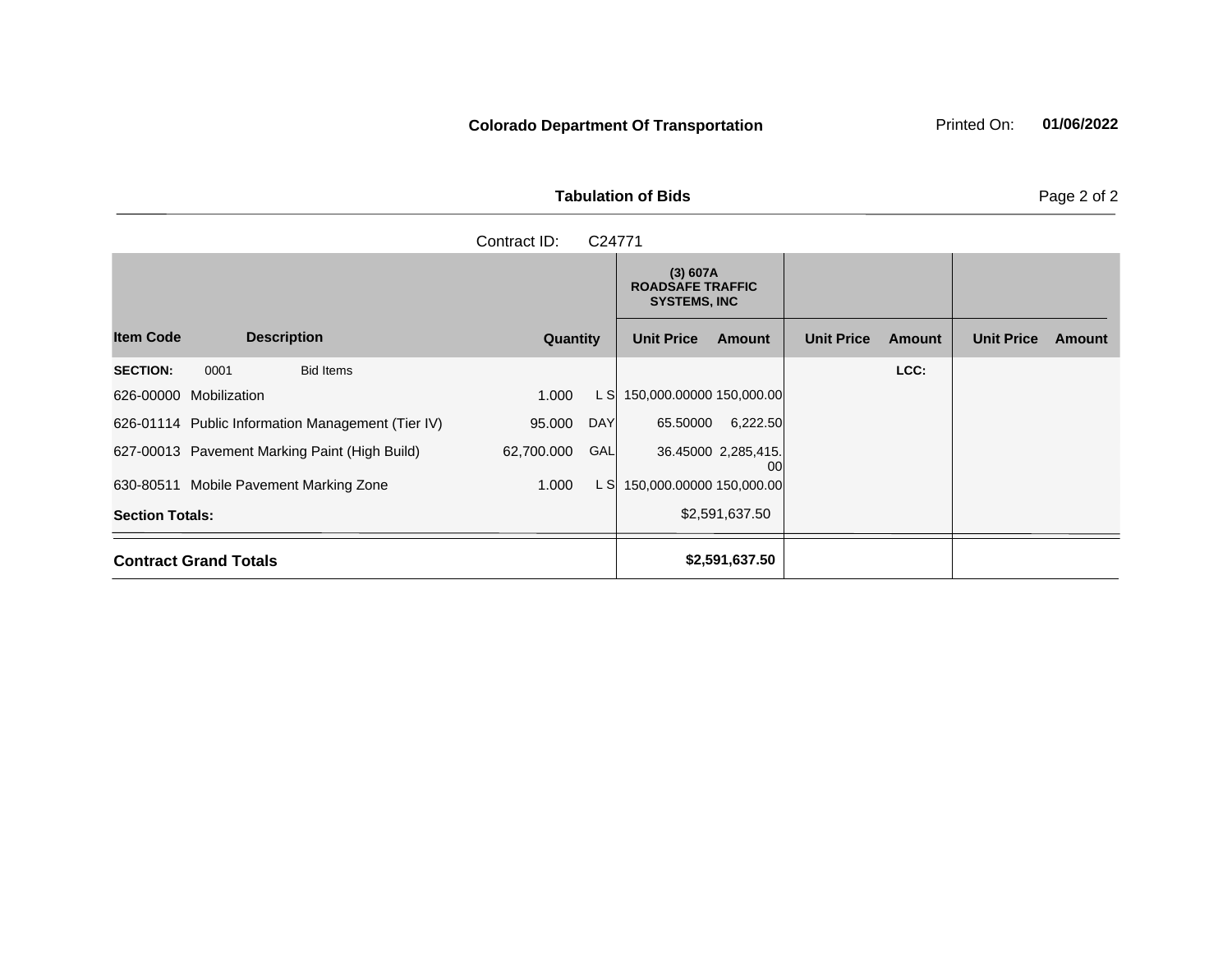## Colorado Department Of Transportation

Printed On: **01/06/2022**

### Tabulation of Bids

Contract ID: C24771

| Item Code | Description | Quantity | | (3) 607A ROADSAFE TRAFFIC SYSTEMS, INC Unit Price | Amount | Unit Price | Amount | Unit Price | Amount |
|---|---|---|---|---|---|---|---|---|---|
| **SECTION:** 0001 | Bid Items | | | | | | LCC: | | |
| 626-00000 | Mobilization | 1.000 | L S | 150,000.00000 | 150,000.00 | | | | |
| 626-01114 | Public Information Management (Tier IV) | 95.000 | DAY | 65.50000 | 6,222.50 | | | | |
| 627-00013 | Pavement Marking Paint (High Build) | 62,700.000 | GAL | 36.45000 | 2,285,415.00 | | | | |
| 630-80511 | Mobile Pavement Marking Zone | 1.000 | L S | 150,000.00000 | 150,000.00 | | | | |
| **Section Totals:** | | | | | $2,591,637.50 | | | | |
| **Contract Grand Totals** | | | | | **$2,591,637.50** | | | | |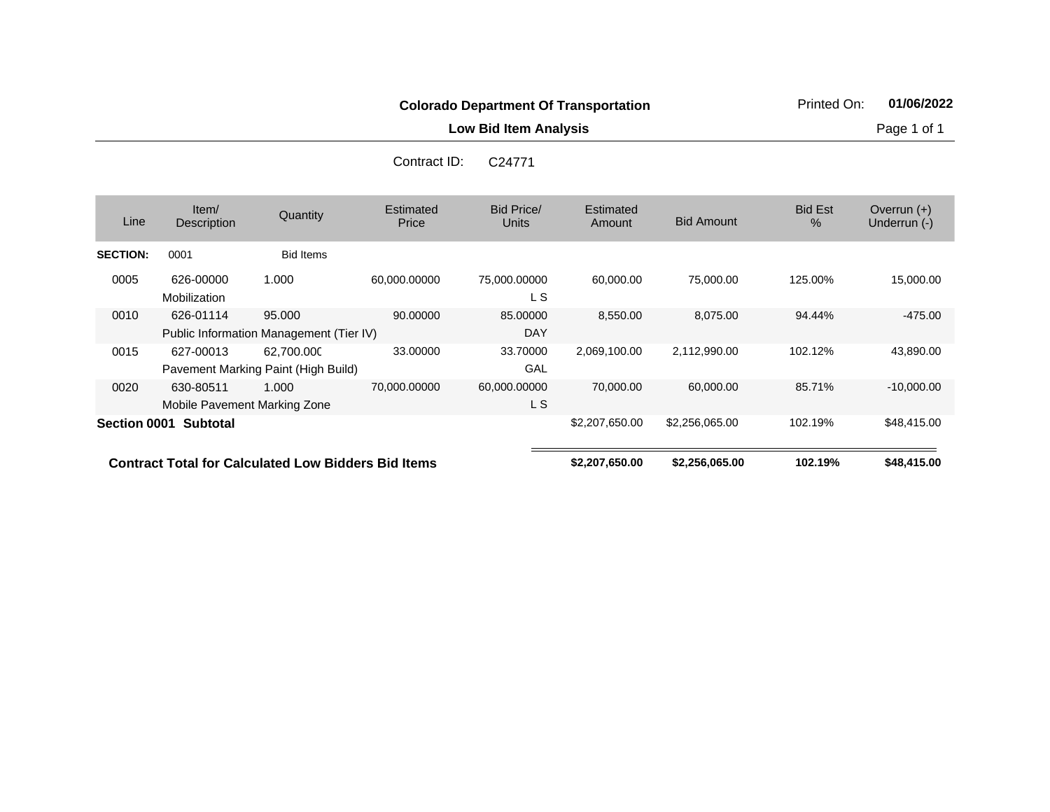**Colorado Department Of Transportation**

**Low Bid Item Analysis**

Printed On: **01/06/2022**

Contract ID: C24771

| Line | Item/ Description | Quantity | Estimated Price | Bid Price/ Units | Estimated Amount | Bid Amount | Bid Est % | Overrun (+) Underrun (-) |
|---|---|---|---|---|---|---|---|---|
| **SECTION:** | 0001 | Bid Items | | | | | | |
| 0005 | 626-00000 Mobilization | 1.000 | 60,000.00000 | 75,000.00000 L S | 60,000.00 | 75,000.00 | 125.00% | 15,000.00 |
| 0010 | 626-01114 Public Information Management (Tier IV) | 95.000 | 90.00000 | 85.00000 DAY | 8,550.00 | 8,075.00 | 94.44% | -475.00 |
| 0015 | 627-00013 Pavement Marking Paint (High Build) | 62,700.000 | 33.00000 | 33.70000 GAL | 2,069,100.00 | 2,112,990.00 | 102.12% | 43,890.00 |
| 0020 | 630-80511 Mobile Pavement Marking Zone | 1.000 | 70,000.00000 | 60,000.00000 L S | 70,000.00 | 60,000.00 | 85.71% | -10,000.00 |
| **Section 0001 Subtotal** | | | | | $2,207,650.00 | $2,256,065.00 | 102.19% | $48,415.00 |
| **Contract Total for Calculated Low Bidders Bid Items** | | | | | **$2,207,650.00** | **$2,256,065.00** | **102.19%** | **$48,415.00** |